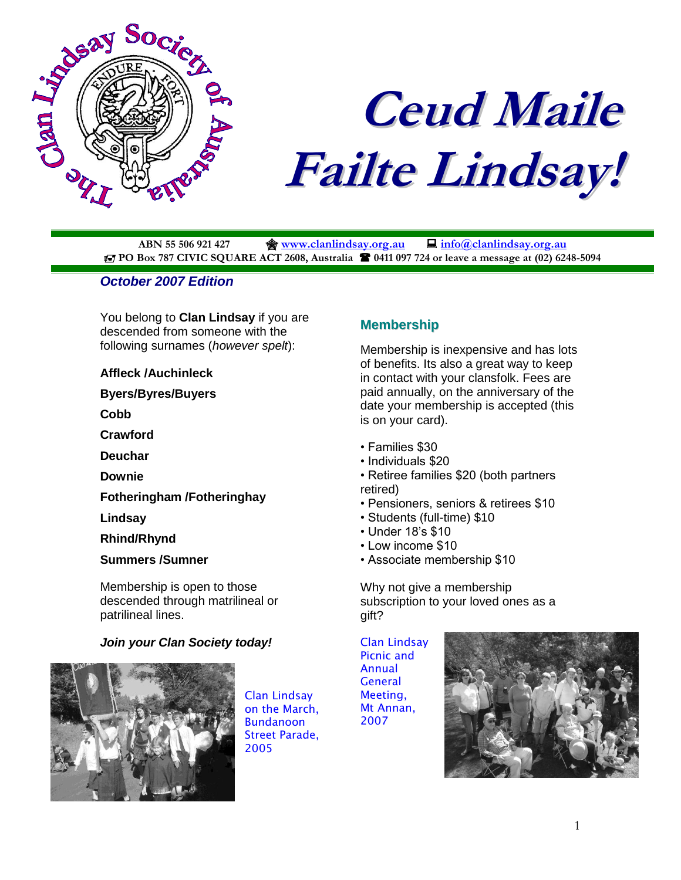# Ceud Maile Failte Lindsay!

ABN 55 506 921 427 www.clanlindsay.org.au info@clanlindsay.org.au
PO Box 787 CIVIC SQUARE ACT 2608, Australia 0411 097 724 or leave a message at (02) 6248-5094

***October 2007 Edition***

You belong to **Clan Lindsay** if you are descended from someone with the following surnames (*however spelt*):

**Affleck /Auchinleck**

**Byers/Byres/Buyers**

**Cobb**

**Crawford**

**Deuchar**

**Downie**

**Fotheringham /Fotheringhay**

**Lindsay**

**Rhind/Rhynd**

**Summers /Sumner**

Membership is open to those descended through matrilineal or patrilineal lines.

***Join your Clan Society today!***

Clan Lindsay on the March, Bundanoon Street Parade, 2005

## Membership

Membership is inexpensive and has lots of benefits. Its also a great way to keep in contact with your clansfolk. Fees are paid annually, on the anniversary of the date your membership is accepted (this is on your card).

- Families $30
- Individuals $20
- Retiree families $20 (both partners retired)
- Pensioners, seniors & retirees $10
- Students (full-time) $10
- Under 18's $10
- Low income $10
- Associate membership $10

Why not give a membership subscription to your loved ones as a gift?

Clan Lindsay Picnic and Annual General Meeting, Mt Annan, 2007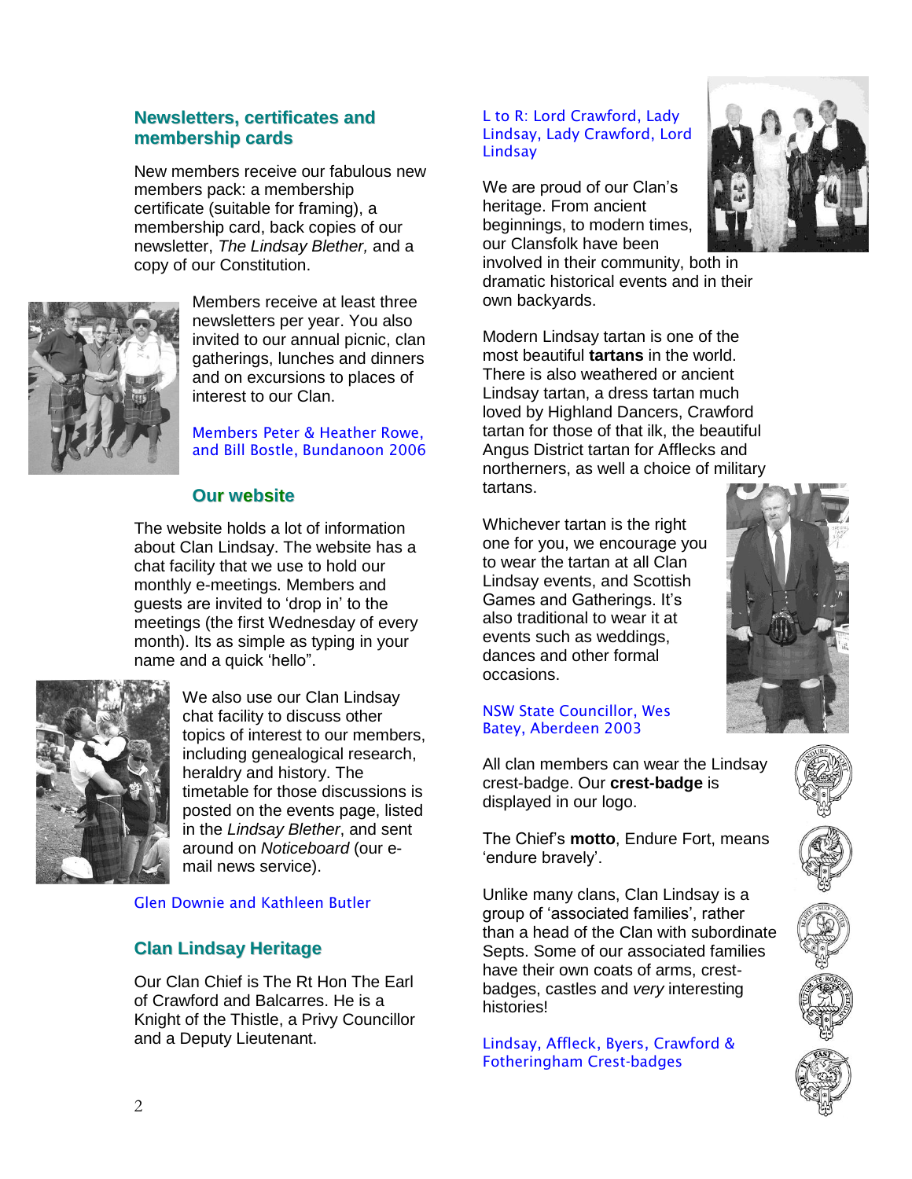## Newsletters, certificates and membership cards

New members receive our fabulous new members pack: a membership certificate (suitable for framing), a membership card, back copies of our newsletter, *The Lindsay Blether,* and a copy of our Constitution.

Members receive at least three newsletters per year. You also invited to our annual picnic, clan gatherings, lunches and dinners and on excursions to places of interest to our Clan.

Members Peter & Heather Rowe, and Bill Bostle, Bundanoon 2006

## Our website

The website holds a lot of information about Clan Lindsay. The website has a chat facility that we use to hold our monthly e-meetings. Members and guests are invited to 'drop in' to the meetings (the first Wednesday of every month). Its as simple as typing in your name and a quick 'hello".

We also use our Clan Lindsay chat facility to discuss other topics of interest to our members, including genealogical research, heraldry and history. The timetable for those discussions is posted on the events page, listed in the *Lindsay Blether*, and sent around on *Noticeboard* (our e-mail news service).

Glen Downie and Kathleen Butler

## Clan Lindsay Heritage

Our Clan Chief is The Rt Hon The Earl of Crawford and Balcarres. He is a Knight of the Thistle, a Privy Councillor and a Deputy Lieutenant.

L to R: Lord Crawford, Lady Lindsay, Lady Crawford, Lord Lindsay

We are proud of our Clan's heritage. From ancient beginnings, to modern times, our Clansfolk have been involved in their community, both in dramatic historical events and in their own backyards.

Modern Lindsay tartan is one of the most beautiful **tartans** in the world. There is also weathered or ancient Lindsay tartan, a dress tartan much loved by Highland Dancers, Crawford tartan for those of that ilk, the beautiful Angus District tartan for Afflecks and northerners, as well a choice of military tartans.

Whichever tartan is the right one for you, we encourage you to wear the tartan at all Clan Lindsay events, and Scottish Games and Gatherings. It's also traditional to wear it at events such as weddings, dances and other formal occasions.

NSW State Councillor, Wes Batey, Aberdeen 2003

All clan members can wear the Lindsay crest-badge. Our **crest-badge** is displayed in our logo.

The Chief's **motto**, Endure Fort, means 'endure bravely'.

Unlike many clans, Clan Lindsay is a group of 'associated families', rather than a head of the Clan with subordinate Septs. Some of our associated families have their own coats of arms, crest-badges, castles and *very* interesting histories!

Lindsay, Affleck, Byers, Crawford & Fotheringham Crest-badges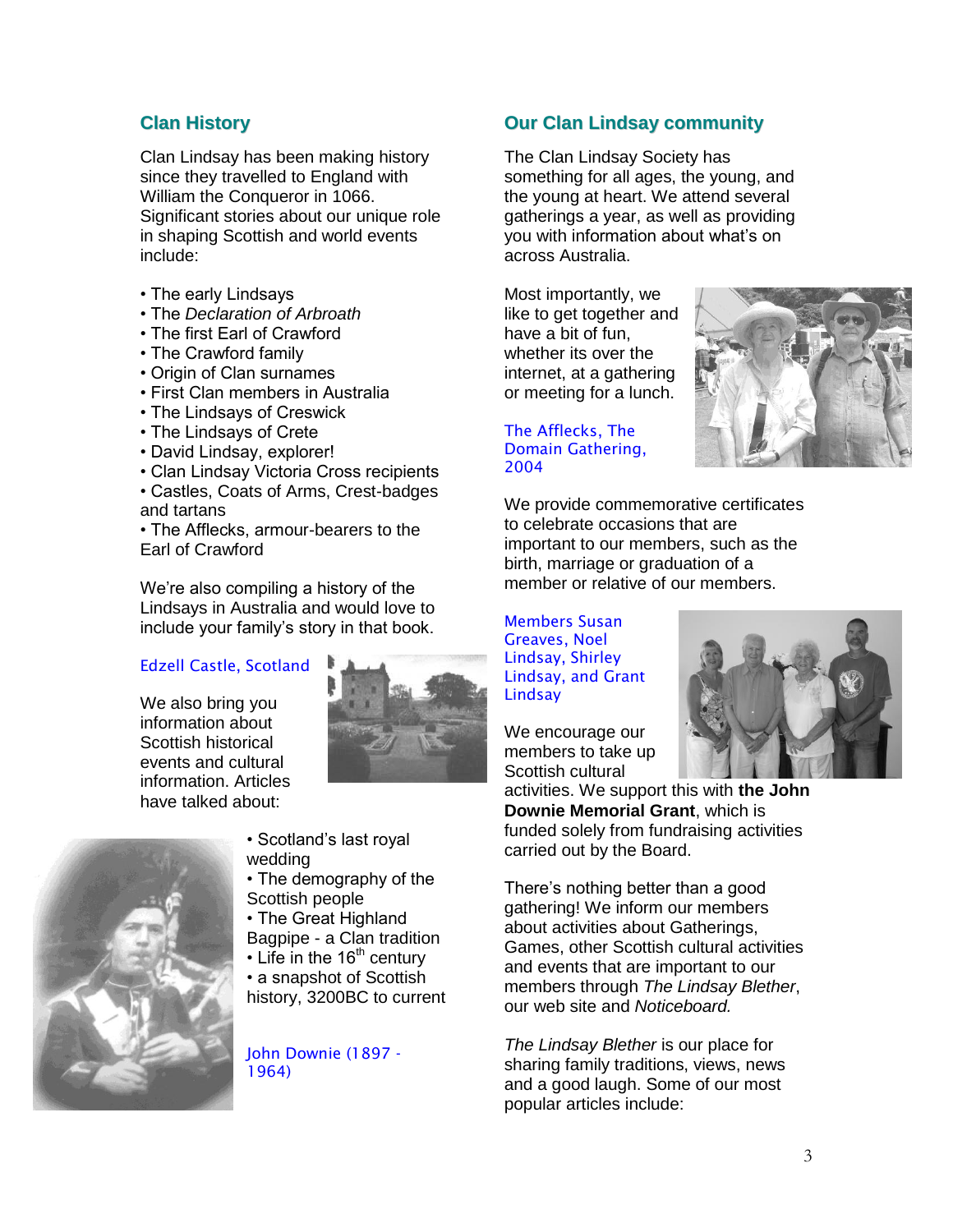## Clan History

Clan Lindsay has been making history since they travelled to England with William the Conqueror in 1066. Significant stories about our unique role in shaping Scottish and world events include:

- The early Lindsays
- The *Declaration of Arbroath*
- The first Earl of Crawford
- The Crawford family
- Origin of Clan surnames
- First Clan members in Australia
- The Lindsays of Creswick
- The Lindsays of Crete
- David Lindsay, explorer!
- Clan Lindsay Victoria Cross recipients
- Castles, Coats of Arms, Crest-badges and tartans
- The Afflecks, armour-bearers to the Earl of Crawford

We're also compiling a history of the Lindsays in Australia and would love to include your family's story in that book.

Edzell Castle, Scotland

We also bring you information about Scottish historical events and cultural information. Articles have talked about:

- Scotland's last royal wedding
- The demography of the Scottish people
- The Great Highland Bagpipe - a Clan tradition
- Life in the 16th century
- a snapshot of Scottish history, 3200BC to current

John Downie (1897 - 1964)

## Our Clan Lindsay community

The Clan Lindsay Society has something for all ages, the young, and the young at heart. We attend several gatherings a year, as well as providing you with information about what's on across Australia.

Most importantly, we like to get together and have a bit of fun, whether its over the internet, at a gathering or meeting for a lunch.

The Afflecks, The Domain Gathering, 2004

We provide commemorative certificates to celebrate occasions that are important to our members, such as the birth, marriage or graduation of a member or relative of our members.

Members Susan Greaves, Noel Lindsay, Shirley Lindsay, and Grant Lindsay

We encourage our members to take up Scottish cultural activities. We support this with **the John Downie Memorial Grant**, which is funded solely from fundraising activities carried out by the Board.

There's nothing better than a good gathering! We inform our members about activities about Gatherings, Games, other Scottish cultural activities and events that are important to our members through *The Lindsay Blether*, our web site and *Noticeboard.*

*The Lindsay Blether* is our place for sharing family traditions, views, news and a good laugh. Some of our most popular articles include: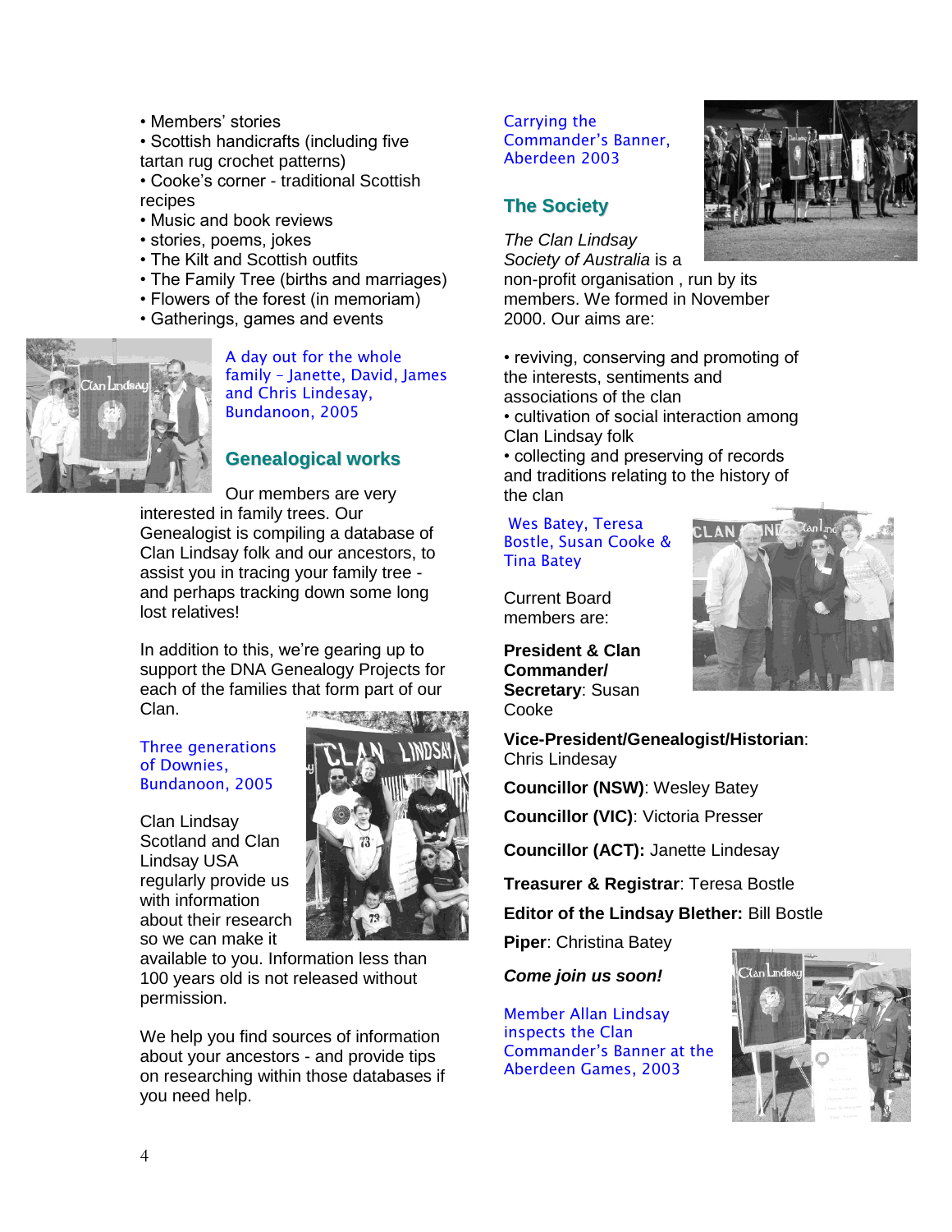- Members' stories
- Scottish handicrafts (including five tartan rug crochet patterns)
- Cooke's corner - traditional Scottish recipes
- Music and book reviews
- stories, poems, jokes
- The Kilt and Scottish outfits
- The Family Tree (births and marriages)
- Flowers of the forest (in memoriam)
- Gatherings, games and events

A day out for the whole family – Janette, David, James and Chris Lindesay, Bundanoon, 2005

## Genealogical works

Our members are very interested in family trees. Our Genealogist is compiling a database of Clan Lindsay folk and our ancestors, to assist you in tracing your family tree - and perhaps tracking down some long lost relatives!

In addition to this, we're gearing up to support the DNA Genealogy Projects for each of the families that form part of our Clan.

Three generations of Downies, Bundanoon, 2005

Clan Lindsay Scotland and Clan Lindsay USA regularly provide us with information about their research so we can make it available to you. Information less than 100 years old is not released without permission.

We help you find sources of information about your ancestors - and provide tips on researching within those databases if you need help.

Carrying the Commander's Banner, Aberdeen 2003

## The Society

*The Clan Lindsay Society of Australia* is a non-profit organisation , run by its members. We formed in November 2000. Our aims are:

- reviving, conserving and promoting of the interests, sentiments and associations of the clan
- cultivation of social interaction among Clan Lindsay folk
- collecting and preserving of records and traditions relating to the history of the clan

Wes Batey, Teresa Bostle, Susan Cooke & Tina Batey

Current Board members are:

**President & Clan Commander/ Secretary**: Susan Cooke

**Vice-President/Genealogist/Historian**: Chris Lindesay

**Councillor (NSW)**: Wesley Batey

**Councillor (VIC)**: Victoria Presser

**Councillor (ACT):** Janette Lindesay

**Treasurer & Registrar**: Teresa Bostle

**Editor of the Lindsay Blether:** Bill Bostle

**Piper**: Christina Batey

***Come join us soon!***

Member Allan Lindsay inspects the Clan Commander's Banner at the Aberdeen Games, 2003